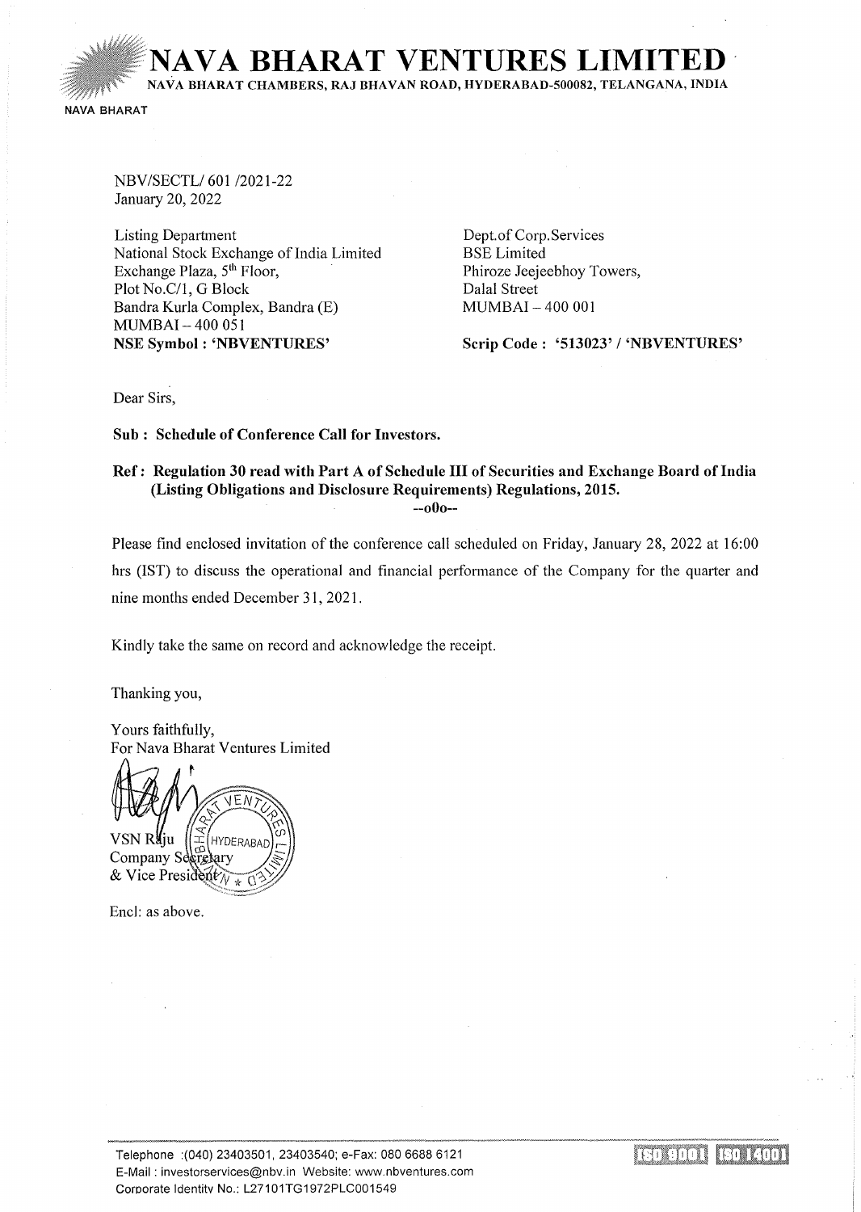# NAVA BHARAT VENTURES LIMITED

NAVA BHARAT CHAMBERS, RAJ BHAVAN ROAD, HYDERABAD-500082, TELANGANA, INDIA

NAVA BHARAT

NBV/SECTL/ 601 /2021-22
January 20, 2022

Listing Department
National Stock Exchange of India Limited
Exchange Plaza, 5th Floor,
Plot No.C/1, G Block
Bandra Kurla Complex, Bandra (E)
MUMBAI – 400 051
**NSE Symbol : 'NBVENTURES'**

Dept.of Corp.Services
BSE Limited
Phiroze Jeejeebhoy Towers,
Dalal Street
MUMBAI – 400 001

**Scrip Code : '513023' / 'NBVENTURES'**

Dear Sirs,

**Sub : Schedule of Conference Call for Investors.**

**Ref : Regulation 30 read with Part A of Schedule III of Securities and Exchange Board of India (Listing Obligations and Disclosure Requirements) Regulations, 2015.**

--o0o--

Please find enclosed invitation of the conference call scheduled on Friday, January 28, 2022 at 16:00 hrs (IST) to discuss the operational and financial performance of the Company for the quarter and nine months ended December 31, 2021.

Kindly take the same on record and acknowledge the receipt.

Thanking you,

Yours faithfully,
For Nava Bharat Ventures Limited

VSN Raju
Company Secretary
& Vice President

Encl: as above.

Telephone :(040) 23403501, 23403540; e-Fax: 080 6688 6121
E-Mail : investorservices@nbv.in Website: www.nbventures.com
Corporate Identity No.: L27101TG1972PLC001549

ISO 9001 ISO 14001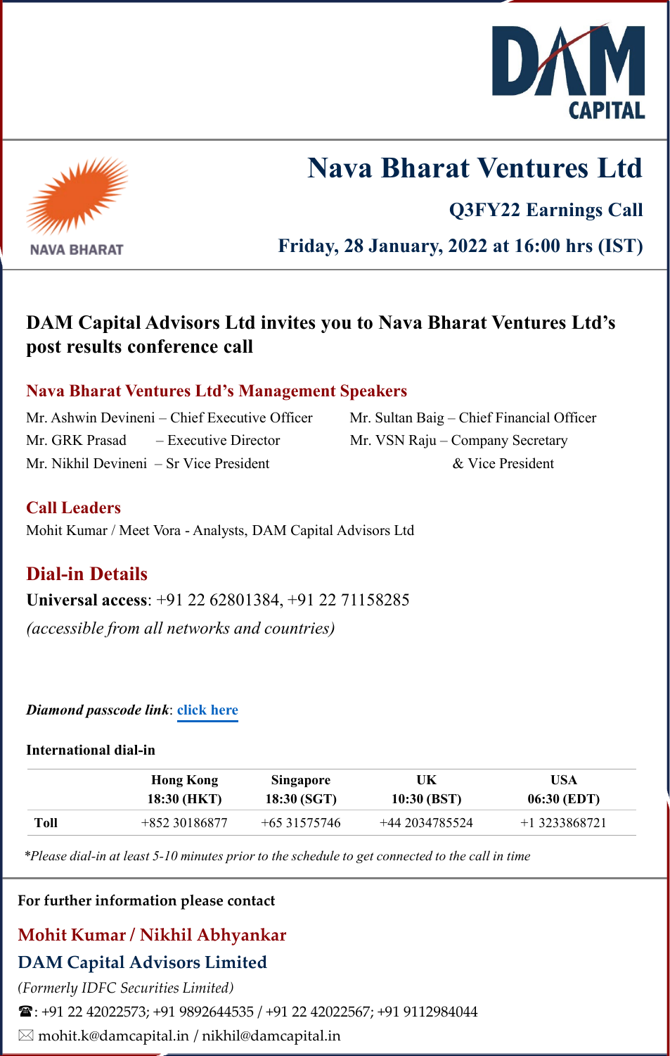# Nava Bharat Ventures Ltd

## Q3FY22 Earnings Call

**Friday, 28 January, 2022 at 16:00 hrs (IST)**

NAVA BHARAT

DAM CAPITAL

### DAM Capital Advisors Ltd invites you to Nava Bharat Ventures Ltd's post results conference call

### Nava Bharat Ventures Ltd's Management Speakers

Mr. Ashwin Devineni – Chief Executive Officer
Mr. GRK Prasad – Executive Director
Mr. Nikhil Devineni – Sr Vice President
Mr. Sultan Baig – Chief Financial Officer
Mr. VSN Raju – Company Secretary & Vice President

### Call Leaders

Mohit Kumar / Meet Vora - Analysts, DAM Capital Advisors Ltd

### Dial-in Details

**Universal access**: +91 22 62801384, +91 22 71158285

*(accessible from all networks and countries)*

***Diamond passcode link***: click here

**International dial-in**

| | Hong Kong 18:30 (HKT) | Singapore 18:30 (SGT) | UK 10:30 (BST) | USA 06:30 (EDT) |
|---|---|---|---|---|
| **Toll** | +852 30186877 | +65 31575746 | +44 2034785524 | +1 3233868721 |

*\*Please dial-in at least 5-10 minutes prior to the schedule to get connected to the call in time*

**For further information please contact**

**Mohit Kumar / Nikhil Abhyankar**

**DAM Capital Advisors Limited**

*(Formerly IDFC Securities Limited)*

☎: +91 22 42022573; +91 9892644535 / +91 22 42022567; +91 9112984044

✉ mohit.k@damcapital.in / nikhil@damcapital.in